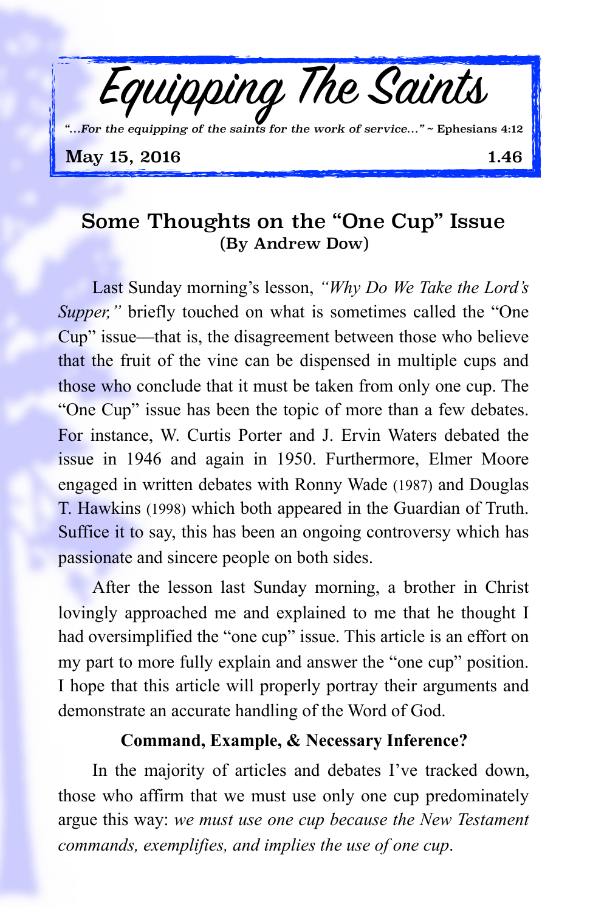# Equipping The Saints

*"...For the equipping of the saints for the work of service..."* ~ Ephesians 4:12

**May 15, 2016** **1.46**

## Some Thoughts on the "One Cup" Issue

**(By Andrew Dow)**

Last Sunday morning's lesson, *"Why Do We Take the Lord's Supper,"* briefly touched on what is sometimes called the "One Cup" issue—that is, the disagreement between those who believe that the fruit of the vine can be dispensed in multiple cups and those who conclude that it must be taken from only one cup. The "One Cup" issue has been the topic of more than a few debates. For instance, W. Curtis Porter and J. Ervin Waters debated the issue in 1946 and again in 1950. Furthermore, Elmer Moore engaged in written debates with Ronny Wade (1987) and Douglas T. Hawkins (1998) which both appeared in the Guardian of Truth. Suffice it to say, this has been an ongoing controversy which has passionate and sincere people on both sides.

After the lesson last Sunday morning, a brother in Christ lovingly approached me and explained to me that he thought I had oversimplified the "one cup" issue. This article is an effort on my part to more fully explain and answer the "one cup" position. I hope that this article will properly portray their arguments and demonstrate an accurate handling of the Word of God.

### Command, Example, & Necessary Inference?

In the majority of articles and debates I've tracked down, those who affirm that we must use only one cup predominately argue this way: *we must use one cup because the New Testament commands, exemplifies, and implies the use of one cup*.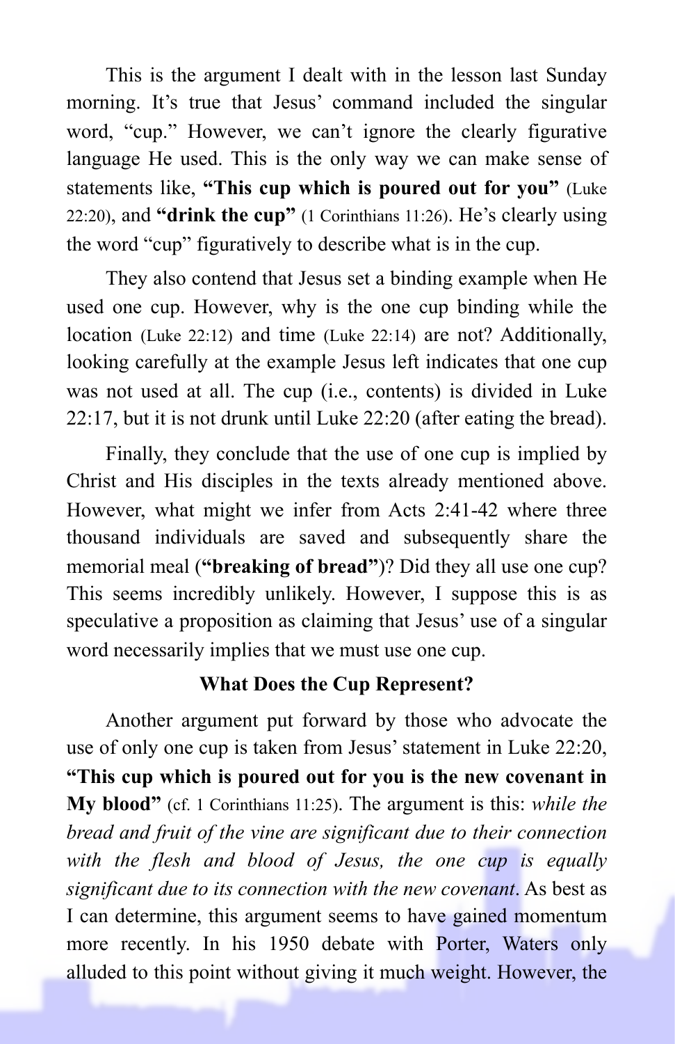This is the argument I dealt with in the lesson last Sunday morning. It's true that Jesus' command included the singular word, "cup." However, we can't ignore the clearly figurative language He used. This is the only way we can make sense of statements like, **"This cup which is poured out for you"** (Luke 22:20), and **"drink the cup"** (1 Corinthians 11:26). He's clearly using the word "cup" figuratively to describe what is in the cup.

They also contend that Jesus set a binding example when He used one cup. However, why is the one cup binding while the location (Luke 22:12) and time (Luke 22:14) are not? Additionally, looking carefully at the example Jesus left indicates that one cup was not used at all. The cup (i.e., contents) is divided in Luke 22:17, but it is not drunk until Luke 22:20 (after eating the bread).

Finally, they conclude that the use of one cup is implied by Christ and His disciples in the texts already mentioned above. However, what might we infer from Acts 2:41-42 where three thousand individuals are saved and subsequently share the memorial meal (**"breaking of bread"**)? Did they all use one cup? This seems incredibly unlikely. However, I suppose this is as speculative a proposition as claiming that Jesus' use of a singular word necessarily implies that we must use one cup.

### What Does the Cup Represent?

Another argument put forward by those who advocate the use of only one cup is taken from Jesus' statement in Luke 22:20, **"This cup which is poured out for you is the new covenant in My blood"** (cf. 1 Corinthians 11:25). The argument is this: *while the bread and fruit of the vine are significant due to their connection with the flesh and blood of Jesus, the one cup is equally significant due to its connection with the new covenant*. As best as I can determine, this argument seems to have gained momentum more recently. In his 1950 debate with Porter, Waters only alluded to this point without giving it much weight. However, the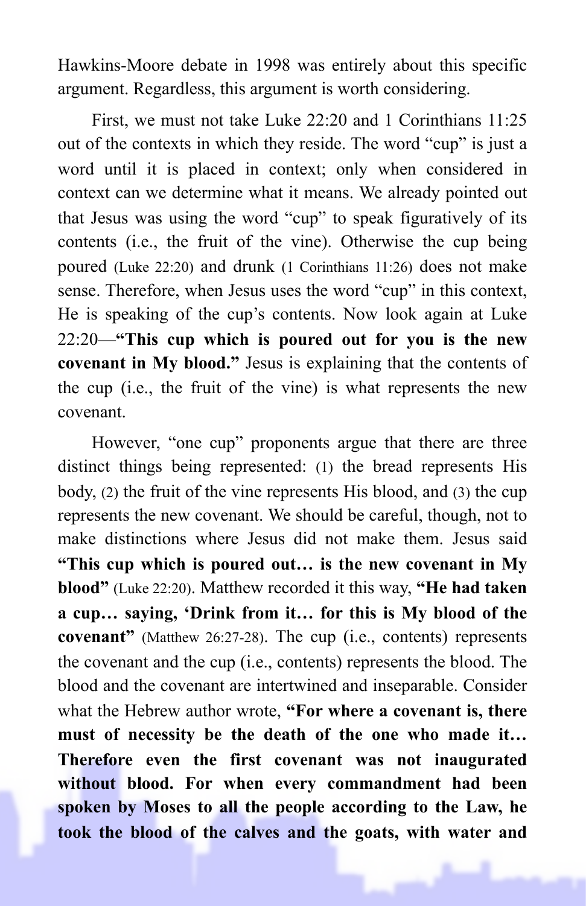Hawkins-Moore debate in 1998 was entirely about this specific argument. Regardless, this argument is worth considering.

First, we must not take Luke 22:20 and 1 Corinthians 11:25 out of the contexts in which they reside. The word "cup" is just a word until it is placed in context; only when considered in context can we determine what it means. We already pointed out that Jesus was using the word "cup" to speak figuratively of its contents (i.e., the fruit of the vine). Otherwise the cup being poured (Luke 22:20) and drunk (1 Corinthians 11:26) does not make sense. Therefore, when Jesus uses the word "cup" in this context, He is speaking of the cup's contents. Now look again at Luke 22:20—**"This cup which is poured out for you is the new covenant in My blood."** Jesus is explaining that the contents of the cup (i.e., the fruit of the vine) is what represents the new covenant.

However, "one cup" proponents argue that there are three distinct things being represented: (1) the bread represents His body, (2) the fruit of the vine represents His blood, and (3) the cup represents the new covenant. We should be careful, though, not to make distinctions where Jesus did not make them. Jesus said **"This cup which is poured out… is the new covenant in My blood"** (Luke 22:20). Matthew recorded it this way, **"He had taken a cup… saying, 'Drink from it… for this is My blood of the covenant"** (Matthew 26:27-28). The cup (i.e., contents) represents the covenant and the cup (i.e., contents) represents the blood. The blood and the covenant are intertwined and inseparable. Consider what the Hebrew author wrote, **"For where a covenant is, there must of necessity be the death of the one who made it… Therefore even the first covenant was not inaugurated without blood. For when every commandment had been spoken by Moses to all the people according to the Law, he took the blood of the calves and the goats, with water and**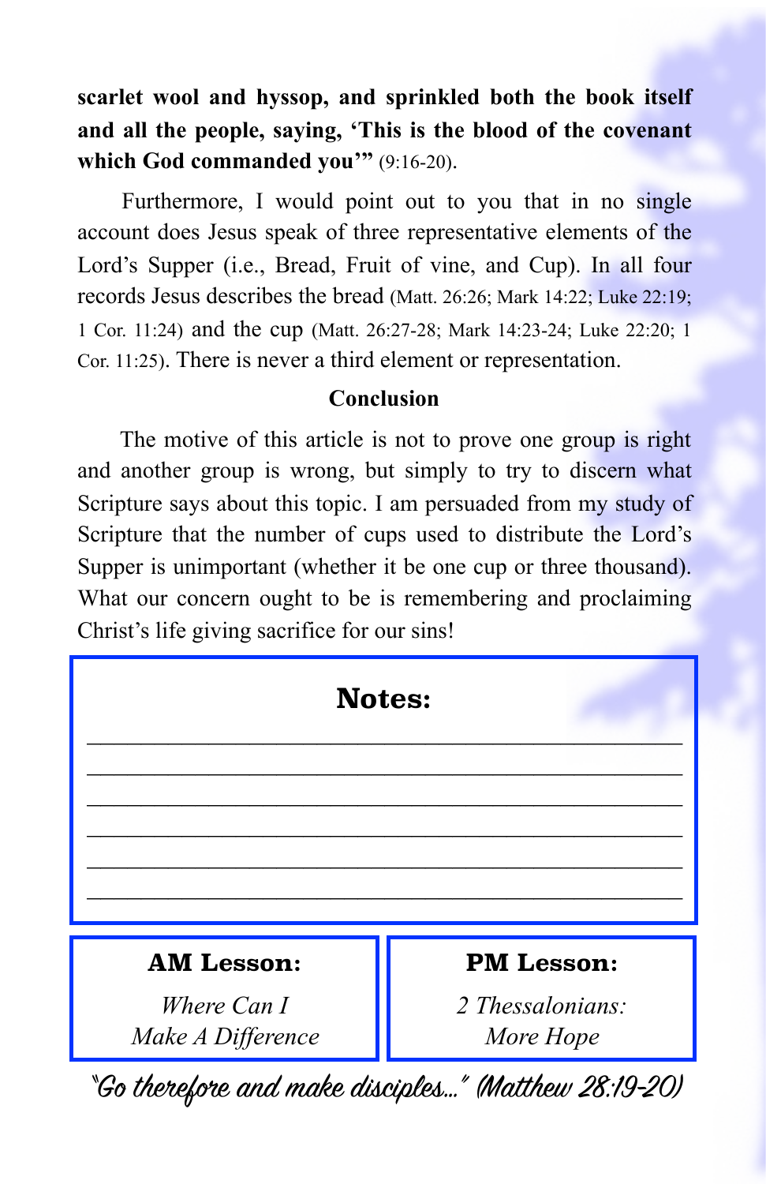**scarlet wool and hyssop, and sprinkled both the book itself and all the people, saying, 'This is the blood of the covenant which God commanded you'"** (9:16-20).

Furthermore, I would point out to you that in no single account does Jesus speak of three representative elements of the Lord's Supper (i.e., Bread, Fruit of vine, and Cup). In all four records Jesus describes the bread (Matt. 26:26; Mark 14:22; Luke 22:19; 1 Cor. 11:24) and the cup (Matt. 26:27-28; Mark 14:23-24; Luke 22:20; 1 Cor. 11:25). There is never a third element or representation.

### Conclusion

The motive of this article is not to prove one group is right and another group is wrong, but simply to try to discern what Scripture says about this topic. I am persuaded from my study of Scripture that the number of cups used to distribute the Lord's Supper is unimportant (whether it be one cup or three thousand). What our concern ought to be is remembering and proclaiming Christ's life giving sacrifice for our sins!

## Notes:

______________________________________________

______________________________________________

______________________________________________

______________________________________________

______________________________________________

______________________________________________

**AM Lesson:**

*Where Can I Make A Difference*

**PM Lesson:**

*2 Thessalonians: More Hope*

"Go therefore and make disciples..." (Matthew 28:19-20)